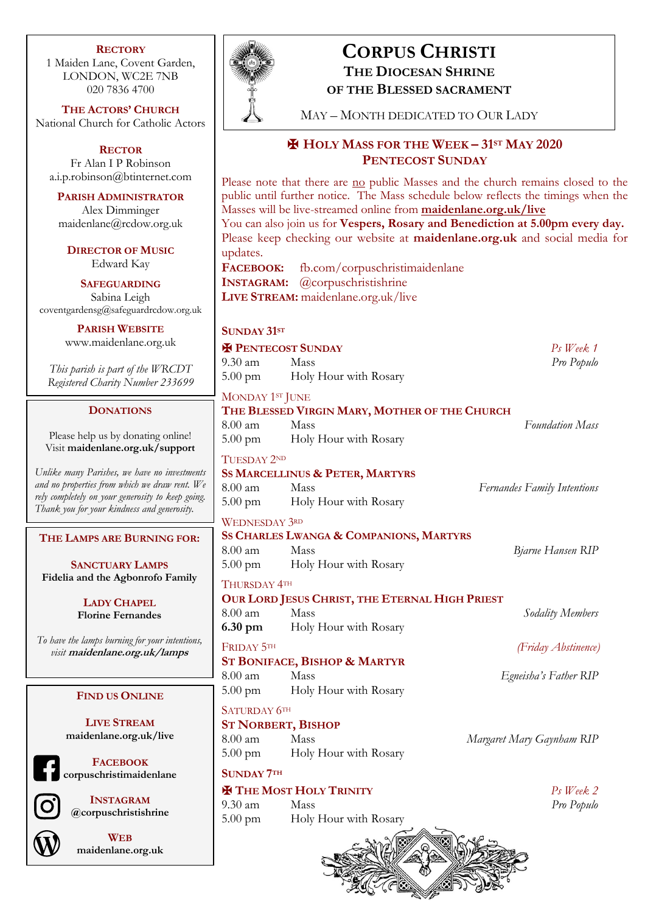# Corpus Christi
## The Diocesan Shrine of the Blessed Sacrament

May – Month dedicated to Our Lady

## ✠ Holy Mass for the Week – 31st May 2020
## Pentecost Sunday

Please note that there are no public Masses and the church remains closed to the public until further notice. The Mass schedule below reflects the timings when the Masses will be live-streamed online from **maidenlane.org.uk/live**

You can also join us for **Vespers, Rosary and Benediction at 5.00pm every day.** Please keep checking our website at **maidenlane.org.uk** and social media for updates.

**Facebook:** fb.com/corpuschristimaidenlane
**Instagram:** @corpuschristishrine
**Live Stream:** maidenlane.org.uk/live

### Sunday 31st

**✠ Pentecost Sunday** — *Ps Week 1*

| | | |
|---|---|---|
| 9.30 am | Mass | *Pro Populo* |
| 5.00 pm | Holy Hour with Rosary | |

### Monday 1st June

**The Blessed Virgin Mary, Mother of the Church**

| | | |
|---|---|---|
| 8.00 am | Mass | *Foundation Mass* |
| 5.00 pm | Holy Hour with Rosary | |

### Tuesday 2nd

**Ss Marcellinus & Peter, Martyrs**

| | | |
|---|---|---|
| 8.00 am | Mass | *Fernandes Family Intentions* |
| 5.00 pm | Holy Hour with Rosary | |

### Wednesday 3rd

**Ss Charles Lwanga & Companions, Martyrs**

| | | |
|---|---|---|
| 8.00 am | Mass | *Bjarne Hansen RIP* |
| 5.00 pm | Holy Hour with Rosary | |

### Thursday 4th

**Our Lord Jesus Christ, the Eternal High Priest**

| | | |
|---|---|---|
| 8.00 am | Mass | *Sodality Members* |
| **6.30 pm** | Holy Hour with Rosary | |

### Friday 5th — *(Friday Abstinence)*

**St Boniface, Bishop & Martyr**

| | | |
|---|---|---|
| 8.00 am | Mass | *Egneisha's Father RIP* |
| 5.00 pm | Holy Hour with Rosary | |

### Saturday 6th

**St Norbert, Bishop**

| | | |
|---|---|---|
| 8.00 am | Mass | *Margaret Mary Gaynham RIP* |
| 5.00 pm | Holy Hour with Rosary | |

### Sunday 7th

**✠ The Most Holy Trinity** — *Ps Week 2*

| | | |
|---|---|---|
| 9.30 am | Mass | *Pro Populo* |
| 5.00 pm | Holy Hour with Rosary | |

---

**Rectory**
1 Maiden Lane, Covent Garden,
LONDON, WC2E 7NB
020 7836 4700

**The Actors' Church**
National Church for Catholic Actors

**Rector**
Fr Alan I P Robinson
a.i.p.robinson@btinternet.com

**Parish Administrator**
Alex Dimminger
maidenlane@rcdow.org.uk

**Director of Music**
Edward Kay

**Safeguarding**
Sabina Leigh
coventgardensg@safeguardrcdow.org.uk

**Parish Website**
www.maidenlane.org.uk

*This parish is part of the WRCDT Registered Charity Number 233699*

**Donations**

Please help us by donating online!
Visit **maidenlane.org.uk/support**

*Unlike many Parishes, we have no investments and no properties from which we draw rent. We rely completely on your generosity to keep going. Thank you for your kindness and generosity.*

**The Lamps are Burning for:**

**Sanctuary Lamps**
**Fidelia and the Agbonrofo Family**

**Lady Chapel**
**Florine Fernandes**

*To have the lamps burning for your intentions, visit* ***maidenlane.org.uk/lamps***

**Find us Online**

**Live Stream**
**maidenlane.org.uk/live**

**Facebook**
**corpuschristimaidenlane**

**Instagram**
**@corpuschristishrine**

**Web**
**maidenlane.org.uk**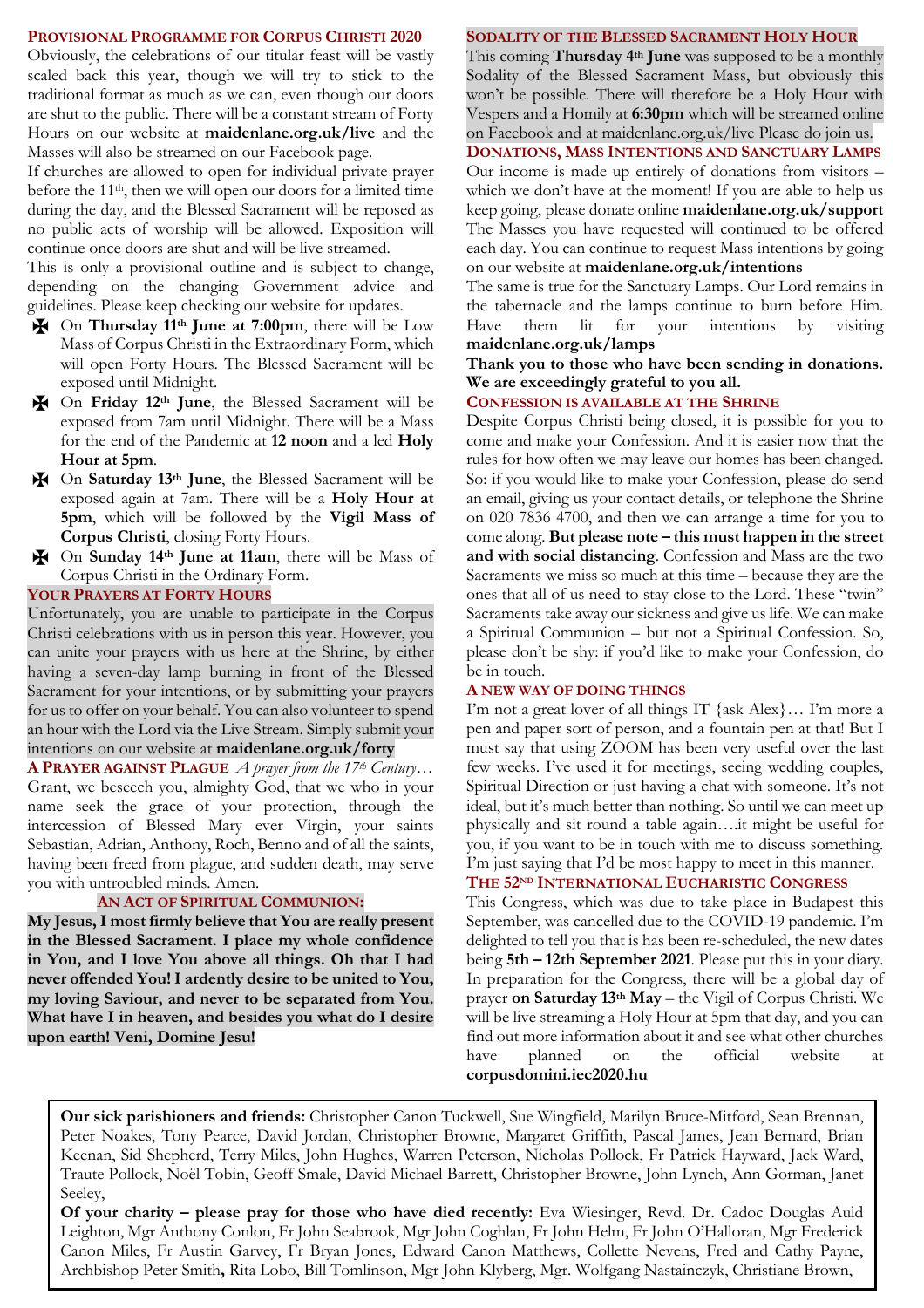## Provisional Programme for Corpus Christi 2020

Obviously, the celebrations of our titular feast will be vastly scaled back this year, though we will try to stick to the traditional format as much as we can, even though our doors are shut to the public. There will be a constant stream of Forty Hours on our website at **maidenlane.org.uk/live** and the Masses will also be streamed on our Facebook page.

If churches are allowed to open for individual private prayer before the 11th, then we will open our doors for a limited time during the day, and the Blessed Sacrament will be reposed as no public acts of worship will be allowed. Exposition will continue once doors are shut and will be live streamed.

This is only a provisional outline and is subject to change, depending on the changing Government advice and guidelines. Please keep checking our website for updates.

- ✠ On **Thursday 11th June at 7:00pm**, there will be Low Mass of Corpus Christi in the Extraordinary Form, which will open Forty Hours. The Blessed Sacrament will be exposed until Midnight.
- ✠ On **Friday 12th June**, the Blessed Sacrament will be exposed from 7am until Midnight. There will be a Mass for the end of the Pandemic at **12 noon** and a led **Holy Hour at 5pm**.
- ✠ On **Saturday 13th June**, the Blessed Sacrament will be exposed again at 7am. There will be a **Holy Hour at 5pm**, which will be followed by the **Vigil Mass of Corpus Christi**, closing Forty Hours.
- ✠ On **Sunday 14th June at 11am**, there will be Mass of Corpus Christi in the Ordinary Form.

## Your Prayers at Forty Hours

Unfortunately, you are unable to participate in the Corpus Christi celebrations with us in person this year. However, you can unite your prayers with us here at the Shrine, by either having a seven-day lamp burning in front of the Blessed Sacrament for your intentions, or by submitting your prayers for us to offer on your behalf. You can also volunteer to spend an hour with the Lord via the Live Stream. Simply submit your intentions on our website at **maidenlane.org.uk/forty**

**A Prayer against Plague** *A prayer from the 17th Century…*
Grant, we beseech you, almighty God, that we who in your name seek the grace of your protection, through the intercession of Blessed Mary ever Virgin, your saints Sebastian, Adrian, Anthony, Roch, Benno and of all the saints, having been freed from plague, and sudden death, may serve you with untroubled minds. Amen.

## An Act of Spiritual Communion:

**My Jesus, I most firmly believe that You are really present in the Blessed Sacrament. I place my whole confidence in You, and I love You above all things. Oh that I had never offended You! I ardently desire to be united to You, my loving Saviour, and never to be separated from You. What have I in heaven, and besides you what do I desire upon earth! Veni, Domine Jesu!**

## Sodality of the Blessed Sacrament Holy Hour

This coming **Thursday 4th June** was supposed to be a monthly Sodality of the Blessed Sacrament Mass, but obviously this won't be possible. There will therefore be a Holy Hour with Vespers and a Homily at **6:30pm** which will be streamed online on Facebook and at maidenlane.org.uk/live Please do join us.

## Donations, Mass Intentions and Sanctuary Lamps

Our income is made up entirely of donations from visitors – which we don't have at the moment! If you are able to help us keep going, please donate online **maidenlane.org.uk/support** The Masses you have requested will continued to be offered each day. You can continue to request Mass intentions by going on our website at **maidenlane.org.uk/intentions**

The same is true for the Sanctuary Lamps. Our Lord remains in the tabernacle and the lamps continue to burn before Him. Have them lit for your intentions by visiting **maidenlane.org.uk/lamps**

**Thank you to those who have been sending in donations. We are exceedingly grateful to you all.**

## Confession is available at the Shrine

Despite Corpus Christi being closed, it is possible for you to come and make your Confession. And it is easier now that the rules for how often we may leave our homes has been changed. So: if you would like to make your Confession, please do send an email, giving us your contact details, or telephone the Shrine on 020 7836 4700, and then we can arrange a time for you to come along. **But please note – this must happen in the street and with social distancing**. Confession and Mass are the two Sacraments we miss so much at this time – because they are the ones that all of us need to stay close to the Lord. These "twin" Sacraments take away our sickness and give us life. We can make a Spiritual Communion – but not a Spiritual Confession. So, please don't be shy: if you'd like to make your Confession, do be in touch.

## A new way of doing things

I'm not a great lover of all things IT {ask Alex}… I'm more a pen and paper sort of person, and a fountain pen at that! But I must say that using ZOOM has been very useful over the last few weeks. I've used it for meetings, seeing wedding couples, Spiritual Direction or just having a chat with someone. It's not ideal, but it's much better than nothing. So until we can meet up physically and sit round a table again….it might be useful for you, if you want to be in touch with me to discuss something. I'm just saying that I'd be most happy to meet in this manner.

## The 52nd International Eucharistic Congress

This Congress, which was due to take place in Budapest this September, was cancelled due to the COVID-19 pandemic. I'm delighted to tell you that is has been re-scheduled, the new dates being **5th – 12th September 2021**. Please put this in your diary. In preparation for the Congress, there will be a global day of prayer **on Saturday 13th May** – the Vigil of Corpus Christi. We will be live streaming a Holy Hour at 5pm that day, and you can find out more information about it and see what other churches have planned on the official website at **corpusdomini.iec2020.hu**

**Our sick parishioners and friends:** Christopher Canon Tuckwell, Sue Wingfield, Marilyn Bruce-Mitford, Sean Brennan, Peter Noakes, Tony Pearce, David Jordan, Christopher Browne, Margaret Griffith, Pascal James, Jean Bernard, Brian Keenan, Sid Shepherd, Terry Miles, John Hughes, Warren Peterson, Nicholas Pollock, Fr Patrick Hayward, Jack Ward, Traute Pollock, Noël Tobin, Geoff Smale, David Michael Barrett, Christopher Browne, John Lynch, Ann Gorman, Janet Seeley,

**Of your charity – please pray for those who have died recently:** Eva Wiesinger, Revd. Dr. Cadoc Douglas Auld Leighton, Mgr Anthony Conlon, Fr John Seabrook, Mgr John Coghlan, Fr John Helm, Fr John O'Halloran, Mgr Frederick Canon Miles, Fr Austin Garvey, Fr Bryan Jones, Edward Canon Matthews, Collette Nevens, Fred and Cathy Payne, Archbishop Peter Smith**,** Rita Lobo, Bill Tomlinson, Mgr John Klyberg, Mgr. Wolfgang Nastainczyk, Christiane Brown,